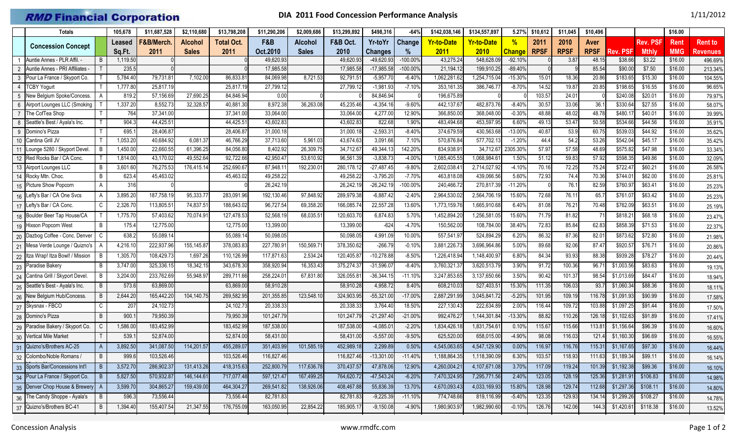# RMD Financial Corporation

## DIA 2011 Food Concession Performance Analysis

1/11/2012

| # | Concession Concept | | Leased Sq.Ft. | F&B/Merch. 2011 | Alcohol Sales | Total Oct. 2011 | F&B Oct.2010 | Alcohol Sales | F&B Oct. 2010 | Yr-to-Yr Changes | Change % | Yr-to-Date 2011 | Yr-to-Date 2010 | % Change | 2011 RPSF | 2010 RPSF | Aver RPSF | Rev. PSF | Rev. PSF Mthly | Rent MMG | Rent to Revenues |
|---|---|---|---|---|---|---|---|---|---|---|---|---|---|---|---|---|---|---|---|---|---|
| | Totals | | 105,678 | $11,687,528 | $2,110,680 | $13,798,208 | $11,290,206 | $2,009,686 | $13,299,892 | $498,316 | -64% | $142,038,146 | $134,557,897 | 5.27% | $10,612 | $11,045 | $10,496 | | | $16.00 | |
| 1 | Auntie Annes - PLR Affil. - | B | 1,119.50 | 0 | | 0 | 49,620.93 | | 49,620.93 | -49,620.93 | -100.00% | 43,275.24 | 548,628.09 | -92.10% | 0 | 3.87 | 48.15 | $38.66 | $3.22 | $16.00 | 496.69% |
| 2 | Auntie Annes - PRI Affiliates - | T | 235.5 | 0 | | 0 | 17,985.58 | | 17,985.58 | -17,985.58 | -100.00% | 21,194.12 | 199,910.25 | -89.40% | 0 | 9 | 85.54 | $90.00 | $7.50 | $16.00 | 213.34% |
| 3 | Pour La France / Skyport Co. | T | 5,784.40 | 79,731.81 | 7,102.00 | 86,833.81 | 84,069.98 | 8,721.53 | 92,791.51 | -5,957.70 | -6.40% | 1,062,281.62 | 1,254,715.04 | -15.30% | 15.01 | 18.36 | 20.86 | $183.65 | $15.30 | $16.00 | 104.55% |
| 4 | TCBY Yogurt | T | 1,777.80 | 25,817.19 | | 25,817.19 | 27,799.12 | | 27,799.12 | -1,981.93 | -7.10% | 353,161.35 | 386,746.77 | -8.70% | 14.52 | 19.87 | 20.85 | $198.65 | $16.55 | $16.00 | 96.65% |
| 5 | New Belgium Spoke/Concess. | A | 819.2 | 57,156.69 | 27,690.25 | 84,846.94 | 0.00 | 0 | 0 | 84,846.94 | 0 | 196,675.89 | 0 | 0 | 103.57 | 24.01 | 0 | $240.08 | $20.01 | $16.00 | 79.97% |
| 6 | Airport Lounges LLC (Smoking | T | 1,337.20 | 8,552.73 | 32,328.57 | 40,881.30 | 8,972.38 | 36,263.08 | 45,235.46 | -4,354.16 | -9.60% | 442,137.67 | 482,873.76 | -8.40% | 30.57 | 33.06 | 36.1 | $330.64 | $27.55 | $16.00 | 58.07% |
| 7 | The CofTea Shop | T | 764 | 37,341.00 | | 37,341.00 | 33,064.00 | | 33,064.00 | 4,277.00 | 12.90% | 366,850.00 | 368,048.00 | -0.30% | 48.88 | 48.02 | 48.78 | $480.17 | $40.01 | $16.00 | 39.99% |
| 8 | Seattle's Best / Ayala's Inc. | T | 904.3 | 44,425.51 | | 44,425.51 | 43,602.83 | | 43,602.83 | 822.68 | 1.90% | 483,494.68 | 453,597.95 | 6.60% | 49.13 | 53.47 | 50.58 | $534.66 | $44.56 | $16.00 | 35.91% |
| 9 | Domino's Pizza | T | 695.1 | 28,406.87 | | 28,406.87 | 31,000.18 | | 31,000.18 | -2,593.31 | -8.40% | 374,679.59 | 430,563.68 | -13.00% | 40.87 | 53.9 | 60.75 | $539.03 | $44.92 | $16.00 | 35.62% |
| 10 | Cantina Grill JV | T | 1,053.20 | 40,684.92 | 6,081.37 | 46,766.29 | 37,713.60 | 5,961.03 | 43,674.63 | 3,091.66 | 7.10% | 570,876.84 | 577,702.13 | -1.20% | 44.4 | 54.2 | 53.26 | $542.04 | $45.17 | $16.00 | 35.42% |
| 11 | Lounge 5280 / Skyport Devel. | B | 1,450.00 | 22,660.55 | 61,396.25 | 84,056.80 | 8,402.92 | 26,309.75 | 34,712.67 | 49,344.13 | 142.20% | 834,938.91 | 34,712.67 | 2305.30% | 57.97 | 57.58 | 48.69 | $575.82 | $47.98 | $16.00 | 33.34% |
| 12 | Red Rocks Bar / CA Conc. | T | 1,814.00 | 43,170.02 | 49,552.64 | 92,722.66 | 42,950.47 | 53,610.92 | 96,561.39 | -3,838.73 | -4.00% | 1,085,405.55 | 1,068,984.61 | 1.50% | 51.12 | 59.83 | 57.92 | $598.35 | $49.86 | $16.00 | 32.09% |
| 13 | Airport Lounges LLC | B | 3,601.60 | 76,275.53 | 176,415.14 | 252,690.67 | 87,948.11 | 192,230.01 | 280,178.12 | -27,487.45 | -9.80% | 2,602,038.41 | 2,714,027.92 | -4.10% | 70.16 | 72.25 | 75.24 | $722.47 | $60.21 | $16.00 | 26.58% |
| 14 | Rocky Mtn. Choc. | B | 623.4 | 45,463.02 | | 45,463.02 | 49,258.22 | | 49,258.22 | -3,795.20 | -7.70% | 463,818.08 | 439,066.56 | 5.60% | 72.93 | 74.4 | 70.36 | $744.01 | $62.00 | $16.00 | 25.81% |
| 15 | Picture Show Popcorn | A | 316 | 0 | | 0 | 26,242.19 | | 26,242.19 | -26,242.19 | -100.00% | 240,466.72 | 270,817.39 | -11.20% | 0 | 76.1 | 82.59 | $760.97 | $63.41 | $16.00 | 25.23% |
| 16 | Lefty's Bar / CA One Svcs | A | 3,895.20 | 187,758.19 | 95,333.77 | 283,091.96 | 192,130.46 | 97,848.92 | 289,979.38 | -6,887.42 | -2.40% | 2,964,530.02 | 2,564,706.19 | 15.60% | 72.68 | 76.11 | 65.7 | $761.07 | $63.42 | $16.00 | 25.23% |
| 17 | Lefty's Bar / CA Conc. | C | 2,326.70 | 113,805.51 | 74,837.51 | 188,643.02 | 96,727.54 | 69,358.20 | 166,085.74 | 22,557.28 | 13.60% | 1,773,159.76 | 1,665,910.68 | 6.40% | 81.08 | 76.21 | 70.48 | $762.09 | $63.51 | $16.00 | 25.19% |
| 18 | Boulder Beer Tap House/CA | T | 1,775.70 | 57,403.62 | 70,074.91 | 127,478.53 | 52,568.19 | 68,035.51 | 120,603.70 | 6,874.83 | 5.70% | 1,452,894.20 | 1,256,581.05 | 15.60% | 71.79 | 81.82 | 71 | $818.21 | $68.18 | $16.00 | 23.47% |
| 19 | Hixson Popcorn West | B | 175.4 | 12,775.00 | | 12,775.00 | 13,399.00 | | 13,399.00 | -624 | -4.70% | 150,562.00 | 108,784.00 | 38.40% | 72.83 | 85.84 | 62.83 | $858.39 | $71.53 | $16.00 | 22.37% |
| 20 | Dazbog Coffee - Conc. Denver | C | 638.2 | 55,089.14 | | 55,089.14 | 50,098.05 | | 50,098.05 | 4,991.09 | 10.00% | 557,541.97 | 524,894.29 | 6.20% | 86.32 | 87.36 | 82.01 | $873.62 | $72.80 | $16.00 | 21.98% |
| 21 | Mesa Verde Lounge / Quizno's | A | 4,216.10 | 222,937.96 | 155,145.87 | 378,083.83 | 227,780.91 | 150,569.71 | 378,350.62 | -266.79 | -0.10% | 3,881,226.73 | 3,696,964.86 | 5.00% | 89.68 | 92.06 | 87.47 | $920.57 | $76.71 | $16.00 | 20.86% |
| 22 | Itza Wrap! Itza Bowl! / Mission | B | 1,305.70 | 108,429.73 | 1,697.26 | 110,126.99 | 117,871.63 | 2,534.24 | 120,405.87 | -10,278.88 | -8.50% | 1,226,418.94 | 1,148,400.97 | 6.80% | 84.34 | 93.93 | 88.38 | $939.28 | $78.27 | $16.00 | 20.44% |
| 23 | Paradise Bakery | B | 3,747.00 | 325,336.15 | 18,342.15 | 343,678.30 | 358,920.94 | 16,353.43 | 375,274.37 | -31,596.07 | -8.40% | 3,760,321.37 | 3,620,513.79 | 3.90% | 91.72 | 100.36 | 96.71 | $1,003.56 | $83.63 | $16.00 | 19.13% |
| 24 | Cantina Grill / Skyport Devel. | B | 3,204.00 | 233,762.69 | 55,948.97 | 289,711.66 | 258,224.01 | 67,831.80 | 326,055.81 | -36,344.15 | -11.10% | 3,247,853.65 | 3,137,650.66 | 3.50% | 90.42 | 101.37 | 98.54 | $1,013.69 | $84.47 | $16.00 | 18.94% |
| 25 | Seattle's Best - Ayala's Inc. | B | 573.6 | 63,869.00 | | 63,869.00 | 58,910.28 | | 58,910.28 | 4,958.72 | 8.40% | 608,210.03 | 527,403.51 | 15.30% | 111.35 | 106.03 | 93.7 | $1,060.34 | $88.36 | $16.00 | 18.11% |
| 26 | New Belgium Hub/Concess. | B | 2,644.20 | 165,442.20 | 104,140.75 | 269,582.95 | 201,355.85 | 123,548.10 | 324,903.95 | -55,321.00 | -17.00% | 2,887,291.99 | 3,045,841.72 | -5.20% | 101.95 | 109.19 | 116.78 | $1,091.93 | $90.99 | $16.00 | 17.58% |
| 27 | Skysnax - FBCO | C | 207 | 24,102.73 | | 24,102.73 | 20,338.33 | | 20,338.33 | 3,764.40 | 18.50% | 227,130.43 | 222,634.89 | 2.00% | 116.44 | 109.72 | 103.88 | $1,097.25 | $91.44 | $16.00 | 17.50% |
| 28 | Domino's Pizza | B | 900.1 | 79,950.39 | | 79,950.39 | 101,247.79 | | 101,247.79 | -21,297.40 | -21.00% | 992,476.27 | 1,144,301.84 | -13.30% | 88.82 | 110.26 | 126.18 | $1,102.63 | $91.89 | $16.00 | 17.41% |
| 29 | Paradise Bakery / Skyport Co. | C | 1,586.00 | 183,452.99 | | 183,452.99 | 187,538.00 | | 187,538.00 | -4,085.01 | -2.20% | 1,834,426.18 | 1,831,754.61 | 0.10% | 115.67 | 115.66 | 113.81 | $1,156.64 | $96.39 | $16.00 | 16.60% |
| 30 | Vertical Mile Market | T | 539.1 | 52,874.00 | | 52,874.00 | 58,431.00 | | 58,431.00 | -5,557.00 | -9.50% | 625,520.00 | 658,015.00 | -4.90% | 98.08 | 116.03 | 121.4 | $1,160.30 | $96.69 | $16.00 | 16.55% |
| 31 | Quizno's/Brothers AC-25 | A | 3,892.50 | 341,087.50 | 114,201.57 | 455,289.07 | 351,403.99 | 101,585.19 | 452,989.18 | 2,299.89 | 0.50% | 4,545,063.65 | 4,547,129.90 | 0.00% | 116.97 | 116.76 | 115.31 | $1,167.65 | $97.30 | $16.00 | 16.44% |
| 32 | Colombo/Noble Romans / | B | 999.6 | 103,526.46 | | 103,526.46 | 116,827.46 | | 116,827.46 | -13,301.00 | -11.40% | 1,188,864.35 | 1,118,390.09 | 6.30% | 103.57 | 118.93 | 111.63 | $1,189.34 | $99.11 | $16.00 | 16.14% |
| 33 | Sports Bar/Concessions Int'l | B | 3,572.70 | 286,902.37 | 131,413.26 | 418,315.63 | 252,800.79 | 117,636.78 | 370,437.57 | 47,878.06 | 12.90% | 4,260,004.21 | 4,107,671.08 | 3.70% | 117.09 | 119.24 | 101.39 | $1,192.38 | $99.36 | $16.00 | 16.10% |
| 34 | Pour La France / Skyport Co. | B | 5,827.50 | 570,932.87 | 146,144.61 | 717,077.48 | 597,121.47 | 167,499.25 | 764,620.72 | -47,543.24 | -6.20% | 7,470,324.95 | 7,295,771.56 | 2.40% | 123.05 | 128.19 | 125.36 | $1,281.91 | $106.83 | $16.00 | 14.98% |
| 35 | Denver Chop House & Brewery | A | 3,599.70 | 304,865.27 | 159,439.00 | 464,304.27 | 269,541.82 | 138,926.06 | 408,467.88 | 55,836.39 | 13.70% | 4,670,093.43 | 4,033,169.93 | 15.80% | 128.98 | 129.74 | 112.68 | $1,297.36 | $108.11 | $16.00 | 14.80% |
| 36 | The Candy Shoppe - Ayala's | B | 596.3 | 73,556.44 | | 73,556.44 | 82,781.83 | | 82,781.83 | -9,225.39 | -11.10% | 774,748.66 | 819,116.99 | -5.40% | 123.35 | 129.93 | 134.14 | $1,299.26 | $108.27 | $16.00 | 14.78% |
| 37 | Quizno's/Brothers BC-41 | B | 1,394.40 | 155,407.54 | 21,347.55 | 176,755.09 | 163,050.95 | 22,854.22 | 185,905.17 | -9,150.08 | -4.90% | 1,980,903.97 | 1,982,990.60 | -0.10% | 126.76 | 142.06 | 144.3 | $1,420.61 | $118.38 | $16.00 | 13.52% |

Concession Analysis

www.rmdfc.com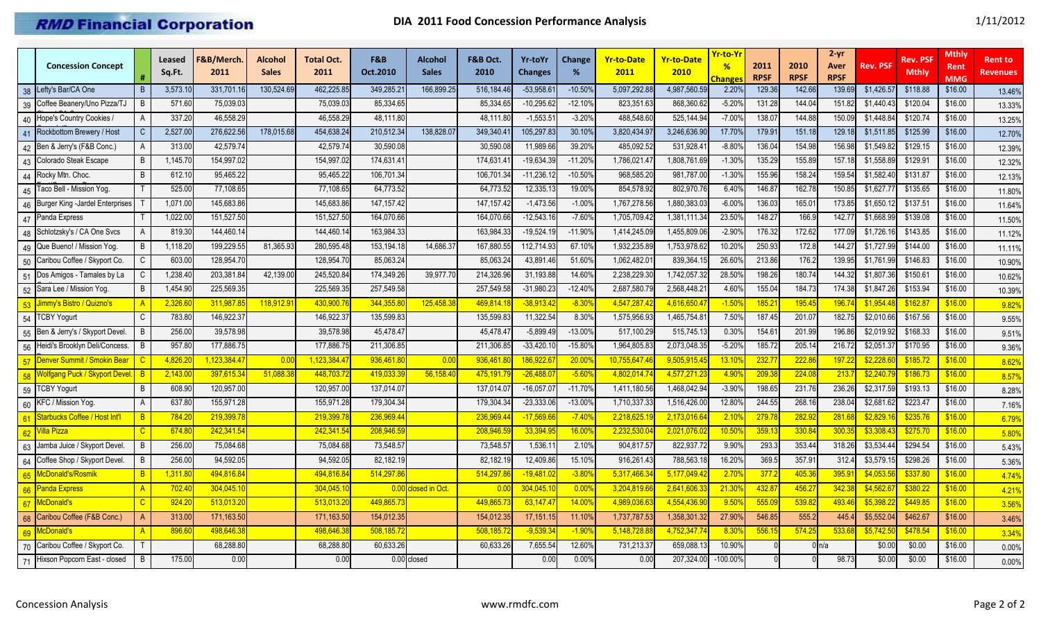# DIA 2011 Food Concession Performance Analysis

| | Concession Concept | # | Leased Sq.Ft. | F&B/Merch. 2011 | Alcohol Sales | Total Oct. 2011 | F&B Oct.2010 | Alcohol Sales | F&B Oct. 2010 | Yr-toYr Changes | Change % | Yr-to-Date 2011 | Yr-to-Date 2010 | Yr-to-Yr % Changes | 2011 RPSF | 2010 RPSF | 2-yr Aver RPSF | Rev. PSF | Rev. PSF Mthly | Mthly Rent MMG | Rent to Revenues |
|---|---|---|---|---|---|---|---|---|---|---|---|---|---|---|---|---|---|---|---|---|---|
| 38 | Lefty's Bar/CA One | B | 3,573.10 | 331,701.16 | 130,524.69 | 462,225.85 | 349,285.21 | 166,899.25 | 516,184.46 | -53,958.61 | -10.50% | 5,097,292.88 | 4,987,560.59 | 2.20% | 129.36 | 142.66 | 139.69 | $1,426.57 | $118.88 | $16.00 | 13.46% |
| 39 | Coffee Beanery/Uno Pizza/TJ | B | 571.60 | 75,039.03 | | 75,039.03 | 85,334.65 | | 85,334.65 | -10,295.62 | -12.10% | 823,351.63 | 868,360.62 | -5.20% | 131.28 | 144.04 | 151.82 | $1,440.43 | $120.04 | $16.00 | 13.33% |
| 40 | Hope's Country Cookies / | A | 337.20 | 46,558.29 | | 46,558.29 | 48,111.80 | | 48,111.80 | -1,553.51 | -3.20% | 488,548.60 | 525,144.94 | -7.00% | 138.07 | 144.88 | 150.09 | $1,448.84 | $120.74 | $16.00 | 13.25% |
| 41 | Rockbottom Brewery / Host | C | 2,527.00 | 276,622.56 | 178,015.68 | 454,638.24 | 210,512.34 | 138,828.07 | 349,340.41 | 105,297.83 | 30.10% | 3,820,434.97 | 3,246,636.90 | 17.70% | 179.91 | 151.18 | 129.18 | $1,511.85 | $125.99 | $16.00 | 12.70% |
| 42 | Ben & Jerry's (F&B Conc.) | A | 313.00 | 42,579.74 | | 42,579.74 | 30,590.08 | | 30,590.08 | 11,989.66 | 39.20% | 485,092.52 | 531,928.41 | -8.80% | 136.04 | 154.98 | 156.98 | $1,549.82 | $129.15 | $16.00 | 12.39% |
| 43 | Colorado Steak Escape | B | 1,145.70 | 154,997.02 | | 154,997.02 | 174,631.41 | | 174,631.41 | -19,634.39 | -11.20% | 1,786,021.47 | 1,808,761.69 | -1.30% | 135.29 | 155.89 | 157.18 | $1,558.89 | $129.91 | $16.00 | 12.32% |
| 44 | Rocky Mtn. Choc. | B | 612.10 | 95,465.22 | | 95,465.22 | 106,701.34 | | 106,701.34 | -11,236.12 | -10.50% | 968,585.20 | 981,787.00 | -1.30% | 155.96 | 158.24 | 159.54 | $1,582.40 | $131.87 | $16.00 | 12.13% |
| 45 | Taco Bell - Mission Yog. | T | 525.00 | 77,108.65 | | 77,108.65 | 64,773.52 | | 64,773.52 | 12,335.13 | 19.00% | 854,578.92 | 802,970.76 | 6.40% | 146.87 | 162.78 | 150.85 | $1,627.77 | $135.65 | $16.00 | 11.80% |
| 46 | Burger King -Jardel Enterprises | T | 1,071.00 | 145,683.86 | | 145,683.86 | 147,157.42 | | 147,157.42 | -1,473.56 | -1.00% | 1,767,278.56 | 1,880,383.03 | -6.00% | 136.03 | 165.01 | 173.85 | $1,650.12 | $137.51 | $16.00 | 11.64% |
| 47 | Panda Express | T | 1,022.00 | 151,527.50 | | 151,527.50 | 164,070.66 | | 164,070.66 | -12,543.16 | -7.60% | 1,705,709.42 | 1,381,111.34 | 23.50% | 148.27 | 166.9 | 142.77 | $1,668.99 | $139.08 | $16.00 | 11.50% |
| 48 | Schlotzsky's / CA One Svcs | A | 819.30 | 144,460.14 | | 144,460.14 | 163,984.33 | | 163,984.33 | -19,524.19 | -11.90% | 1,414,245.09 | 1,455,809.06 | -2.90% | 176.32 | 172.62 | 177.09 | $1,726.16 | $143.85 | $16.00 | 11.12% |
| 49 | Que Bueno! / Mission Yog. | B | 1,118.20 | 199,229.55 | 81,365.93 | 280,595.48 | 153,194.18 | 14,686.37 | 167,880.55 | 112,714.93 | 67.10% | 1,932,235.89 | 1,753,978.62 | 10.20% | 250.93 | 172.8 | 144.27 | $1,727.99 | $144.00 | $16.00 | 11.11% |
| 50 | Caribou Coffee / Skyport Co. | C | 603.00 | 128,954.70 | | 128,954.70 | 85,063.24 | | 85,063.24 | 43,891.46 | 51.60% | 1,062,482.01 | 839,364.15 | 26.60% | 213.86 | 176.2 | 139.95 | $1,761.99 | $146.83 | $16.00 | 10.90% |
| 51 | Dos Amigos - Tamales by La | C | 1,238.40 | 203,381.84 | 42,139.00 | 245,520.84 | 174,349.26 | 39,977.70 | 214,326.96 | 31,193.88 | 14.60% | 2,238,229.30 | 1,742,057.32 | 28.50% | 198.26 | 180.74 | 144.32 | $1,807.36 | $150.61 | $16.00 | 10.62% |
| 52 | Sara Lee / Mission Yog. | B | 1,454.90 | 225,569.35 | | 225,569.35 | 257,549.58 | | 257,549.58 | -31,980.23 | -12.40% | 2,687,580.79 | 2,568,448.21 | 4.60% | 155.04 | 184.73 | 174.38 | $1,847.26 | $153.94 | $16.00 | 10.39% |
| 53 | Jimmy's Bistro / Quizno's | A | 2,326.60 | 311,987.85 | 118,912.91 | 430,900.76 | 344,355.80 | 125,458.38 | 469,814.18 | -38,913.42 | -8.30% | 4,547,287.42 | 4,616,650.47 | -1.50% | 185.21 | 195.45 | 196.74 | $1,954.48 | $162.87 | $16.00 | 9.82% |
| 54 | TCBY Yogurt | C | 783.80 | 146,922.37 | | 146,922.37 | 135,599.83 | | 135,599.83 | 11,322.54 | 8.30% | 1,575,956.93 | 1,465,754.81 | 7.50% | 187.45 | 201.07 | 182.75 | $2,010.66 | $167.56 | $16.00 | 9.55% |
| 55 | Ben & Jerry's / Skyport Devel. | B | 256.00 | 39,578.98 | | 39,578.98 | 45,478.47 | | 45,478.47 | -5,899.49 | -13.00% | 517,100.29 | 515,745.13 | 0.30% | 154.61 | 201.99 | 196.86 | $2,019.92 | $168.33 | $16.00 | 9.51% |
| 56 | Heidi's Brooklyn Deli/Concess. | B | 957.80 | 177,886.75 | | 177,886.75 | 211,306.85 | | 211,306.85 | -33,420.10 | -15.80% | 1,964,805.83 | 2,073,048.35 | -5.20% | 185.72 | 205.14 | 216.72 | $2,051.37 | $170.95 | $16.00 | 9.36% |
| 57 | Denver Summit / Smokin Bear | C | 4,826.20 | 1,123,384.47 | 0.00 | 1,123,384.47 | 936,461.80 | 0.00 | 936,461.80 | 186,922.67 | 20.00% | 10,755,647.46 | 9,505,915.45 | 13.10% | 232.77 | 222.86 | 197.22 | $2,228.60 | $185.72 | $16.00 | 8.62% |
| 58 | Wolfgang Puck / Skyport Devel. | B | 2,143.00 | 397,615.34 | 51,088.38 | 448,703.72 | 419,033.39 | 56,158.40 | 475,191.79 | -26,488.07 | -5.60% | 4,802,014.74 | 4,577,271.23 | 4.90% | 209.38 | 224.08 | 213.7 | $2,240.79 | $186.73 | $16.00 | 8.57% |
| 59 | TCBY Yogurt | B | 608.90 | 120,957.00 | | 120,957.00 | 137,014.07 | | 137,014.07 | -16,057.07 | -11.70% | 1,411,180.56 | 1,468,042.94 | -3.90% | 198.65 | 231.76 | 236.26 | $2,317.59 | $193.13 | $16.00 | 8.28% |
| 60 | KFC / Mission Yog. | A | 637.80 | 155,971.28 | | 155,971.28 | 179,304.34 | | 179,304.34 | -23,333.06 | -13.00% | 1,710,337.33 | 1,516,426.00 | 12.80% | 244.55 | 268.16 | 238.04 | $2,681.62 | $223.47 | $16.00 | 7.16% |
| 61 | Starbucks Coffee / Host Int'l | B | 784.20 | 219,399.78 | | 219,399.78 | 236,969.44 | | 236,969.44 | -17,569.66 | -7.40% | 2,218,625.19 | 2,173,016.64 | 2.10% | 279.78 | 282.92 | 281.68 | $2,829.16 | $235.76 | $16.00 | 6.79% |
| 62 | Villa Pizza | C | 674.80 | 242,341.54 | | 242,341.54 | 208,946.59 | | 208,946.59 | 33,394.95 | 16.00% | 2,232,530.04 | 2,021,076.02 | 10.50% | 359.13 | 330.84 | 300.35 | $3,308.43 | $275.70 | $16.00 | 5.80% |
| 63 | Jamba Juice / Skyport Devel. | B | 256.00 | 75,084.68 | | 75,084.68 | 73,548.57 | | 73,548.57 | 1,536.11 | 2.10% | 904,817.57 | 822,937.72 | 9.90% | 293.3 | 353.44 | 318.26 | $3,534.44 | $294.54 | $16.00 | 5.43% |
| 64 | Coffee Shop / Skyport Devel. | B | 256.00 | 94,592.05 | | 94,592.05 | 82,182.19 | | 82,182.19 | 12,409.86 | 15.10% | 916,261.43 | 788,563.18 | 16.20% | 369.5 | 357.91 | 312.4 | $3,579.15 | $298.26 | $16.00 | 5.36% |
| 65 | McDonald's/Rosmik | B | 1,311.80 | 494,816.84 | | 494,816.84 | 514,297.86 | | 514,297.86 | -19,481.02 | -3.80% | 5,317,466.34 | 5,177,049.42 | 2.70% | 377.2 | 405.36 | 395.91 | $4,053.56 | $337.80 | $16.00 | 4.74% |
| 66 | Panda Express | A | 702.40 | 304,045.10 | | 304,045.10 | | 0.00 closed in Oct. | 0.00 | 304,045.10 | 0.00% | 3,204,819.66 | 2,641,606.33 | 21.30% | 432.87 | 456.27 | 342.38 | $4,562.67 | $380.22 | $16.00 | 4.21% |
| 67 | McDonald's | C | 924.20 | 513,013.20 | | 513,013.20 | 449,865.73 | | 449,865.73 | 63,147.47 | 14.00% | 4,989,036.63 | 4,554,436.90 | 9.50% | 555.09 | 539.82 | 493.46 | $5,398.22 | $449.85 | $16.00 | 3.56% |
| 68 | Caribou Coffee (F&B Conc.) | A | 313.00 | 171,163.50 | | 171,163.50 | 154,012.35 | | 154,012.35 | 17,151.15 | 11.10% | 1,737,787.53 | 1,358,301.32 | 27.90% | 546.85 | 555.2 | 445.4 | $5,552.04 | $462.67 | $16.00 | 3.46% |
| 69 | McDonald's | A | 896.60 | 498,646.38 | | 498,646.38 | 508,185.72 | | 508,185.72 | -9,539.34 | -1.90% | 5,148,728.88 | 4,752,347.74 | 8.30% | 556.15 | 574.25 | 533.68 | $5,742.50 | $478.54 | $16.00 | 3.34% |
| 70 | Caribou Coffee / Skyport Co. | T | | 68,288.80 | | 68,288.80 | 60,633.26 | | 60,633.26 | 7,655.54 | 12.60% | 731,213.37 | 659,088.13 | 10.90% | 0 | 0 | n/a | $0.00 | $0.00 | $16.00 | 0.00% |
| 71 | Hixson Popcorn East - closed | B | 175.00 | 0.00 | | 0.00 | | 0.00 closed | | 0.00 | 0.00% | 0.00 | 207,324.00 | -100.00% | 0 | 0 | 98.73 | $0.00 | $0.00 | $16.00 | 0.00% |

Concession Analysis

www.rmdfc.com